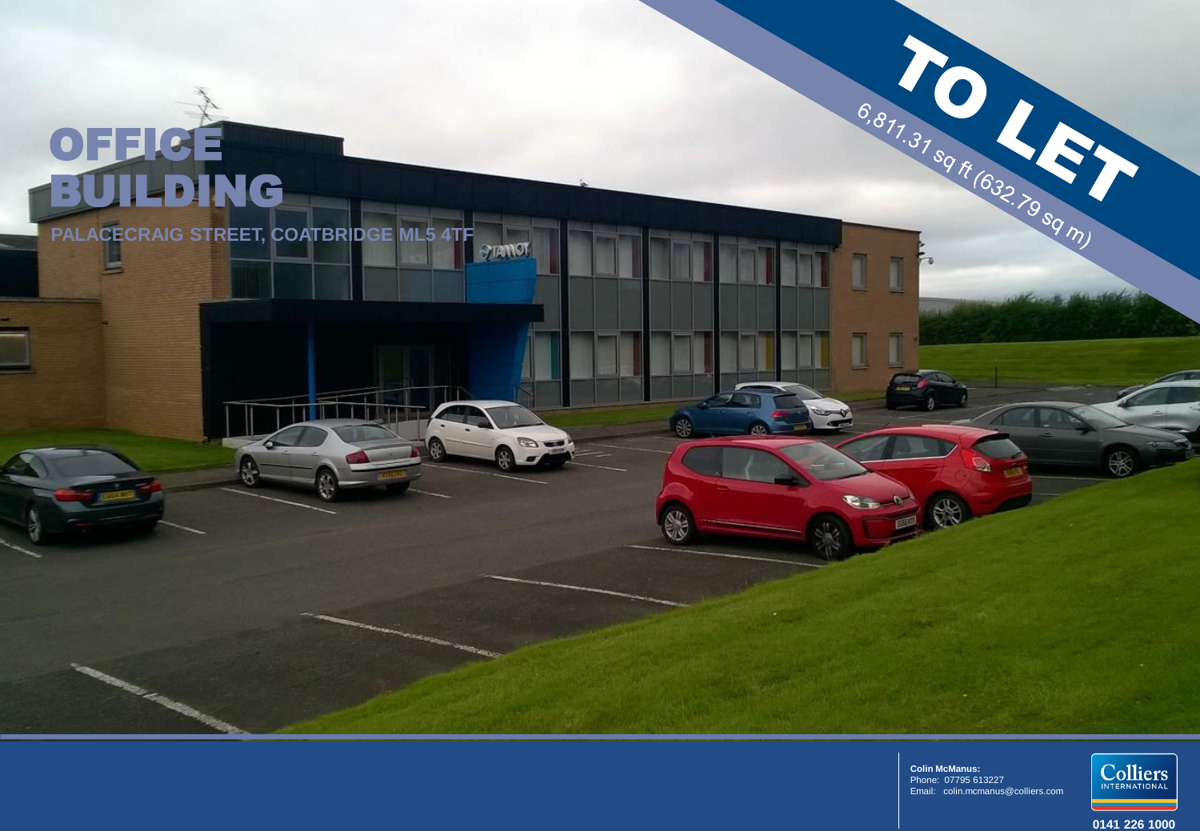# OFFICE BUILDING

**PALACECRAIG STREET, COATBRIDGE ML5 4TF**

**TO LET**

6,811.31 sq ft (632.79 sq m)

**Colin McManus:**
Phone: 07795 613227
Email: colin.mcmanus@colliers.com

Colliers INTERNATIONAL

**0141 226 1000**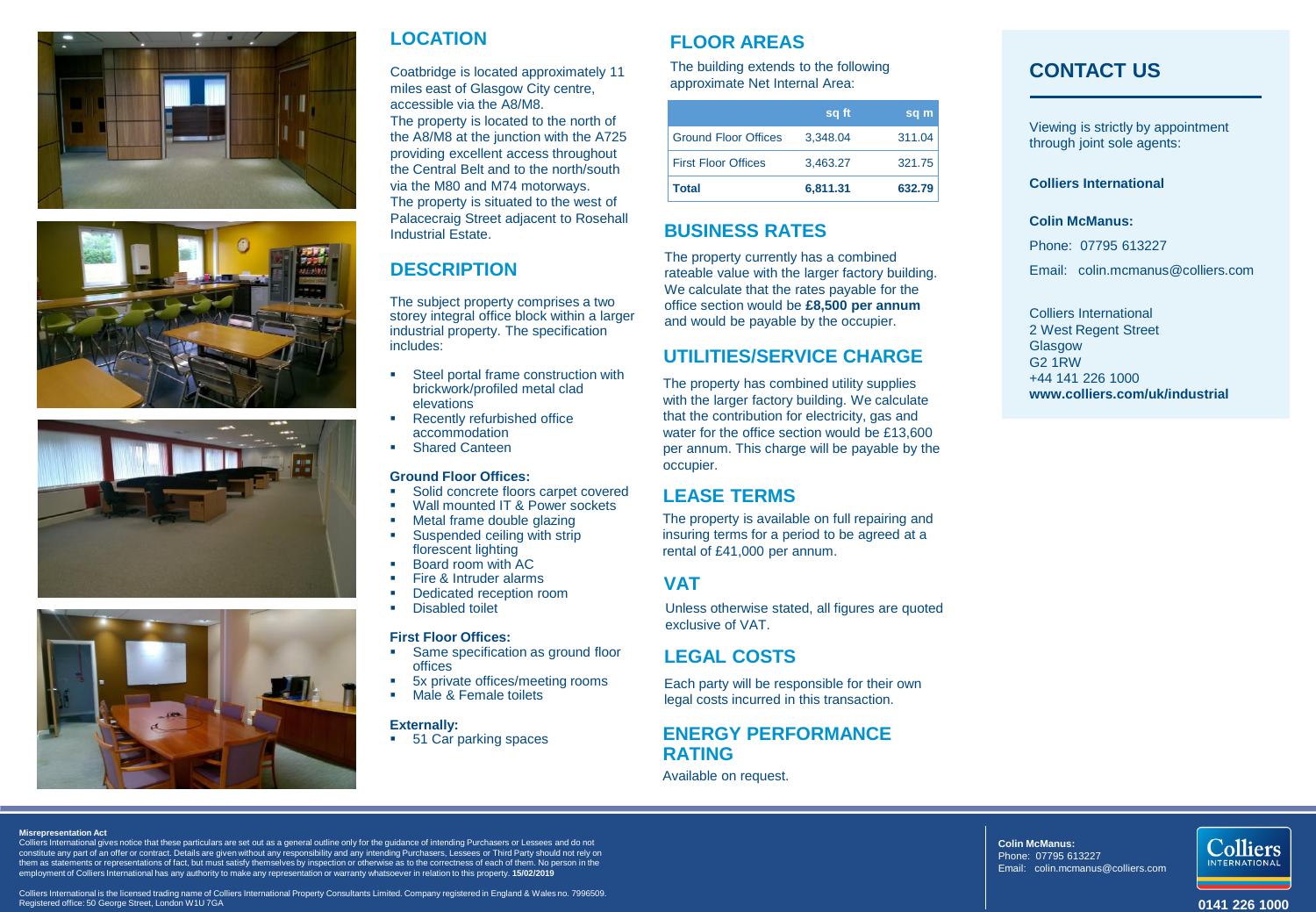## LOCATION

Coatbridge is located approximately 11 miles east of Glasgow City centre, accessible via the A8/M8.
The property is located to the north of the A8/M8 at the junction with the A725 providing excellent access throughout the Central Belt and to the north/south via the M80 and M74 motorways.
The property is situated to the west of Palacecraig Street adjacent to Rosehall Industrial Estate.

## DESCRIPTION

The subject property comprises a two storey integral office block within a larger industrial property. The specification includes:

- Steel portal frame construction with brickwork/profiled metal clad elevations
- Recently refurbished office accommodation
- Shared Canteen

**Ground Floor Offices:**

- Solid concrete floors carpet covered
- Wall mounted IT & Power sockets
- Metal frame double glazing
- Suspended ceiling with strip florescent lighting
- Board room with AC
- Fire & Intruder alarms
- Dedicated reception room
- Disabled toilet

**First Floor Offices:**

- Same specification as ground floor offices
- 5x private offices/meeting rooms
- Male & Female toilets

**Externally:**

- 51 Car parking spaces

## FLOOR AREAS

The building extends to the following approximate Net Internal Area:

| | sq ft | sq m |
|---|---|---|
| Ground Floor Offices | 3,348.04 | 311.04 |
| First Floor Offices | 3,463.27 | 321.75 |
| **Total** | **6,811.31** | **632.79** |

## BUSINESS RATES

The property currently has a combined rateable value with the larger factory building. We calculate that the rates payable for the office section would be **£8,500 per annum** and would be payable by the occupier.

## UTILITIES/SERVICE CHARGE

The property has combined utility supplies with the larger factory building. We calculate that the contribution for electricity, gas and water for the office section would be £13,600 per annum. This charge will be payable by the occupier.

## LEASE TERMS

The property is available on full repairing and insuring terms for a period to be agreed at a rental of £41,000 per annum.

## VAT

Unless otherwise stated, all figures are quoted exclusive of VAT.

## LEGAL COSTS

Each party will be responsible for their own legal costs incurred in this transaction.

## ENERGY PERFORMANCE RATING

Available on request.

## CONTACT US

Viewing is strictly by appointment through joint sole agents:

**Colliers International**

**Colin McManus:**

Phone: 07795 613227

Email: colin.mcmanus@colliers.com

Colliers International
2 West Regent Street
Glasgow
G2 1RW
+44 141 226 1000
**www.colliers.com/uk/industrial**

**Misrepresentation Act**
Colliers International gives notice that these particulars are set out as a general outline only for the guidance of intending Purchasers or Lessees and do not constitute any part of an offer or contract. Details are given without any responsibility and any intending Purchasers, Lessees or Third Party should not rely on them as statements or representations of fact, but must satisfy themselves by inspection or otherwise as to the correctness of each of them. No person in the employment of Colliers International has any authority to make any representation or warranty whatsoever in relation to this property. **15/02/2019**

Colliers International is the licensed trading name of Colliers International Property Consultants Limited. Company registered in England & Wales no. 7996509. Registered office: 50 George Street, London W1U 7GA

**Colin McManus:**
Phone: 07795 613227
Email: colin.mcmanus@colliers.com

**0141 226 1000**